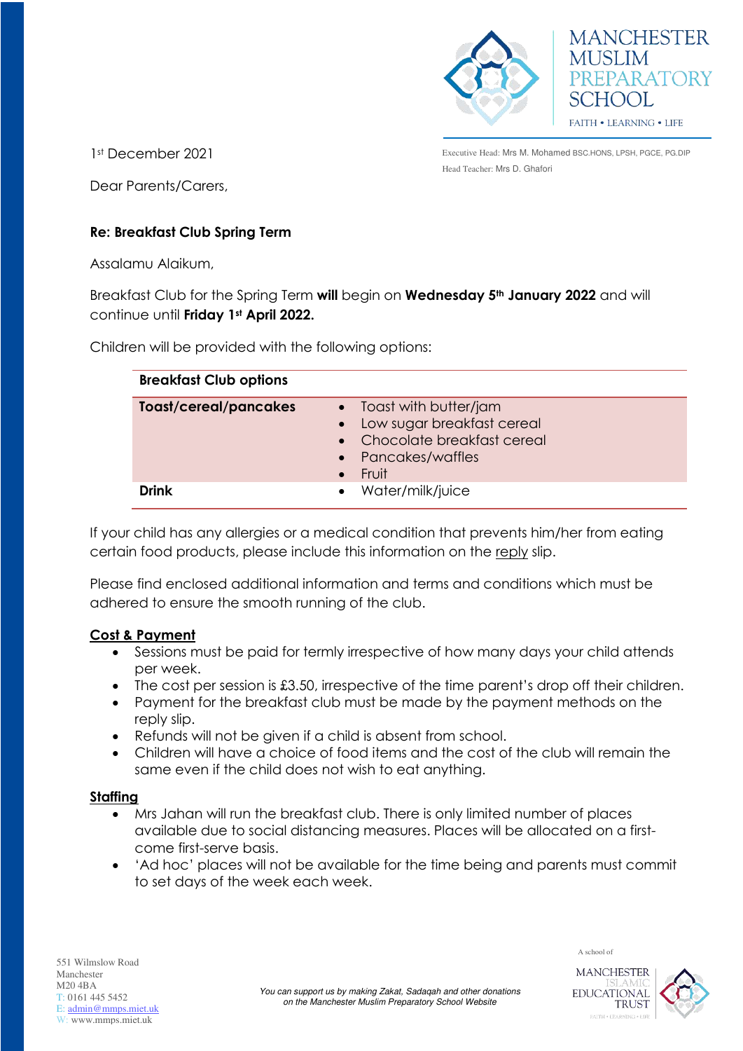MANCHESTER MUSLIM PREPARATORY SCHOOL

FAITH • LEARNING • LIFE

Executive Head: Mrs M. Mohamed BSC.HONS, LPSH, PGCE, PG.DIP
Head Teacher: Mrs D. Ghafori

1st December 2021

Dear Parents/Carers,

**Re: Breakfast Club Spring Term**

Assalamu Alaikum,

Breakfast Club for the Spring Term **will** begin on **Wednesday 5th January 2022** and will continue until **Friday 1st April 2022.**

Children will be provided with the following options:

| **Breakfast Club options** | |
|---|---|
| **Toast/cereal/pancakes** | • Toast with butter/jam<br>• Low sugar breakfast cereal<br>• Chocolate breakfast cereal<br>• Pancakes/waffles<br>• Fruit |
| **Drink** | • Water/milk/juice |

If your child has any allergies or a medical condition that prevents him/her from eating certain food products, please include this information on the reply slip.

Please find enclosed additional information and terms and conditions which must be adhered to ensure the smooth running of the club.

**Cost & Payment**

- Sessions must be paid for termly irrespective of how many days your child attends per week.
- The cost per session is £3.50, irrespective of the time parent's drop off their children.
- Payment for the breakfast club must be made by the payment methods on the reply slip.
- Refunds will not be given if a child is absent from school.
- Children will have a choice of food items and the cost of the club will remain the same even if the child does not wish to eat anything.

**Staffing**

- Mrs Jahan will run the breakfast club. There is only limited number of places available due to social distancing measures. Places will be allocated on a first-come first-serve basis.
- 'Ad hoc' places will not be available for the time being and parents must commit to set days of the week each week.

551 Wilmslow Road
Manchester
M20 4BA
T: 0161 445 5452
E: admin@mmps.miet.uk
W: www.mmps.miet.uk

*You can support us by making Zakat, Sadaqah and other donations on the Manchester Muslim Preparatory School Website*

A school of MANCHESTER ISLAMIC EDUCATIONAL TRUST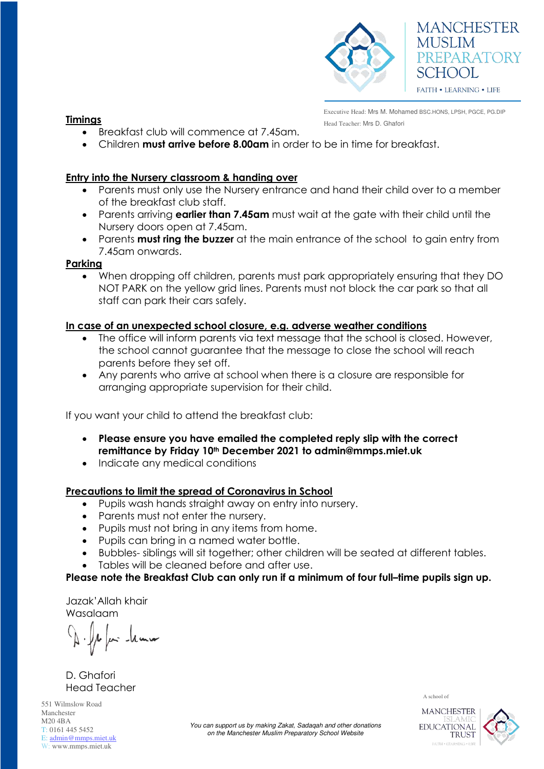**Timings**

- Breakfast club will commence at 7.45am.
- Children **must arrive before 8.00am** in order to be in time for breakfast.

**Entry into the Nursery classroom & handing over**

- Parents must only use the Nursery entrance and hand their child over to a member of the breakfast club staff.
- Parents arriving **earlier than 7.45am** must wait at the gate with their child until the Nursery doors open at 7.45am.
- Parents **must ring the buzzer** at the main entrance of the school to gain entry from 7.45am onwards.

**Parking**

- When dropping off children, parents must park appropriately ensuring that they DO NOT PARK on the yellow grid lines. Parents must not block the car park so that all staff can park their cars safely.

**In case of an unexpected school closure, e.g. adverse weather conditions**

- The office will inform parents via text message that the school is closed. However, the school cannot guarantee that the message to close the school will reach parents before they set off.
- Any parents who arrive at school when there is a closure are responsible for arranging appropriate supervision for their child.

If you want your child to attend the breakfast club:

- **Please ensure you have emailed the completed reply slip with the correct remittance by Friday 10th December 2021 to admin@mmps.miet.uk**
- Indicate any medical conditions

**Precautions to limit the spread of Coronavirus in School**

- Pupils wash hands straight away on entry into nursery.
- Parents must not enter the nursery.
- Pupils must not bring in any items from home.
- Pupils can bring in a named water bottle.
- Bubbles- siblings will sit together; other children will be seated at different tables.
- Tables will be cleaned before and after use.

**Please note the Breakfast Club can only run if a minimum of four full–time pupils sign up.**

Jazak'Allah khair
Wasalaam

D. Ghafori
Head Teacher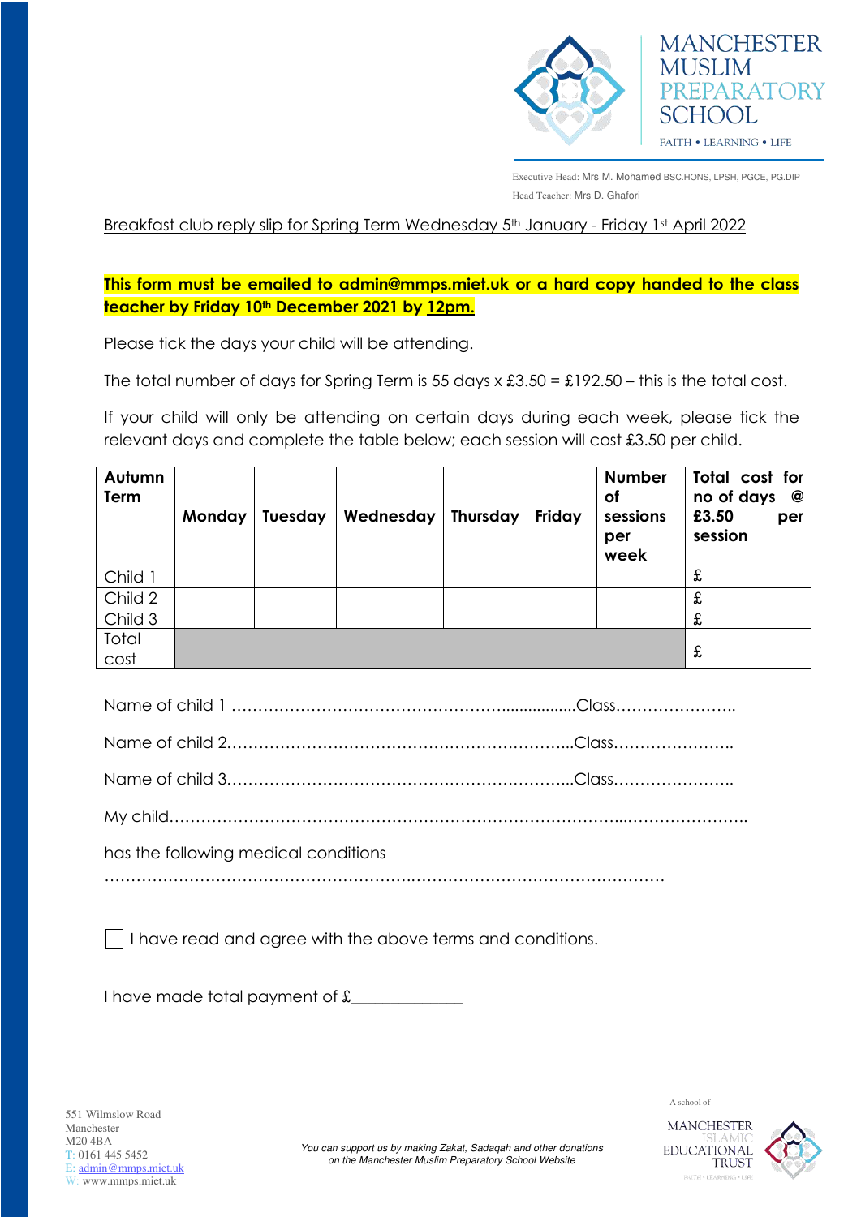MANCHESTER MUSLIM PREPARATORY SCHOOL

FAITH • LEARNING • LIFE

Executive Head: Mrs M. Mohamed BSC.HONS, LPSH, PGCE, PG.DIP

Head Teacher: Mrs D. Ghafori

Breakfast club reply slip for Spring Term Wednesday 5th January - Friday 1st April 2022

**This form must be emailed to admin@mmps.miet.uk or a hard copy handed to the class teacher by Friday 10th December 2021 by 12pm.**

Please tick the days your child will be attending.

The total number of days for Spring Term is 55 days x £3.50 = £192.50 – this is the total cost.

If your child will only be attending on certain days during each week, please tick the relevant days and complete the table below; each session will cost £3.50 per child.

| Autumn Term | Monday | Tuesday | Wednesday | Thursday | Friday | Number of sessions per week | Total cost for no of days @ £3.50 per session |
|---|---|---|---|---|---|---|---|
| Child 1 | | | | | | | £ |
| Child 2 | | | | | | | £ |
| Child 3 | | | | | | | £ |
| Total cost | | | | | | | £ |

Name of child 1 ……………………………………………..................Class…………………..

Name of child 2…………………………………………………………..Class…………………..

Name of child 3…………………………………………………………..Class…………………..

My child…………………………………………………………………………..…………………..

has the following medical conditions

………………………………………………….……………………………………

☐ I have read and agree with the above terms and conditions.

I have made total payment of £_____________

551 Wilmslow Road
Manchester
M20 4BA
T: 0161 445 5452
E: admin@mmps.miet.uk
W: www.mmps.miet.uk

*You can support us by making Zakat, Sadaqah and other donations on the Manchester Muslim Preparatory School Website*

A school of MANCHESTER ISLAMIC EDUCATIONAL TRUST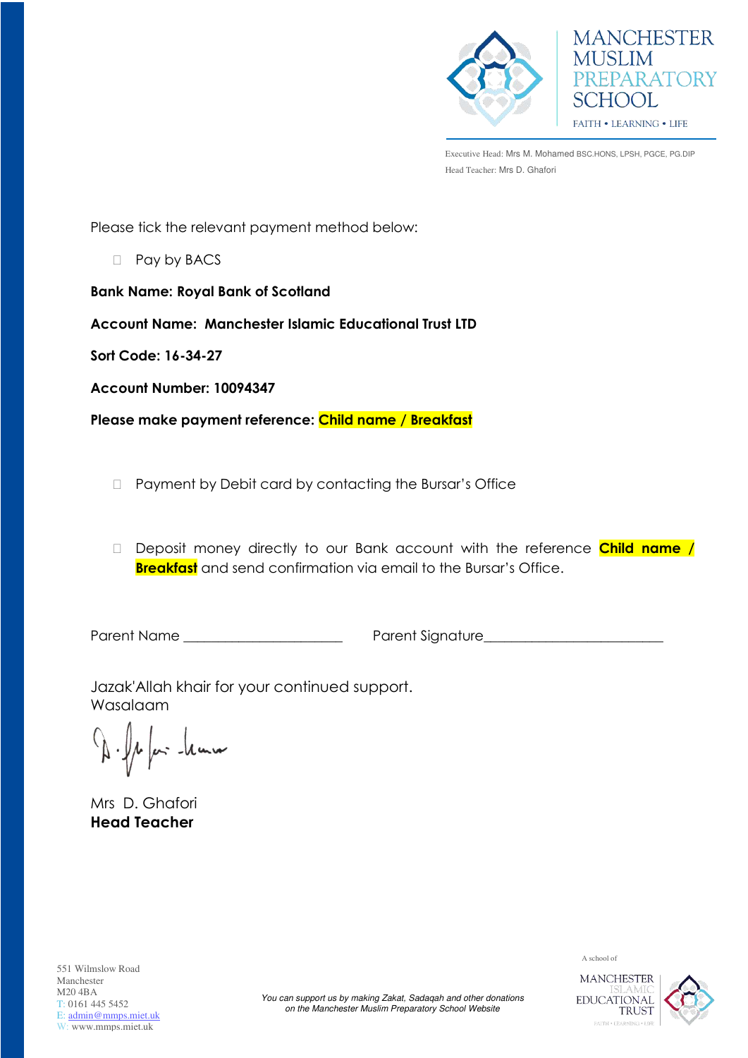Executive Head: Mrs M. Mohamed BSC.HONS, LPSH, PGCE, PG.DIP
Head Teacher: Mrs D. Ghafori

Please tick the relevant payment method below:

- ☐ Pay by BACS

**Bank Name: Royal Bank of Scotland**

**Account Name: Manchester Islamic Educational Trust LTD**

**Sort Code: 16-34-27**

**Account Number: 10094347**

**Please make payment reference: Child name / Breakfast**

- ☐ Payment by Debit card by contacting the Bursar's Office

- ☐ Deposit money directly to our Bank account with the reference **Child name / Breakfast** and send confirmation via email to the Bursar's Office.

Parent Name ______________________ Parent Signature_________________________

Jazak'Allah khair for your continued support.
Wasalaam

Mrs D. Ghafori
**Head Teacher**

551 Wilmslow Road
Manchester
M20 4BA
T: 0161 445 5452
E: admin@mmps.miet.uk
W: www.mmps.miet.uk

*You can support us by making Zakat, Sadaqah and other donations on the Manchester Muslim Preparatory School Website*

A school of Manchester Islamic Educational Trust